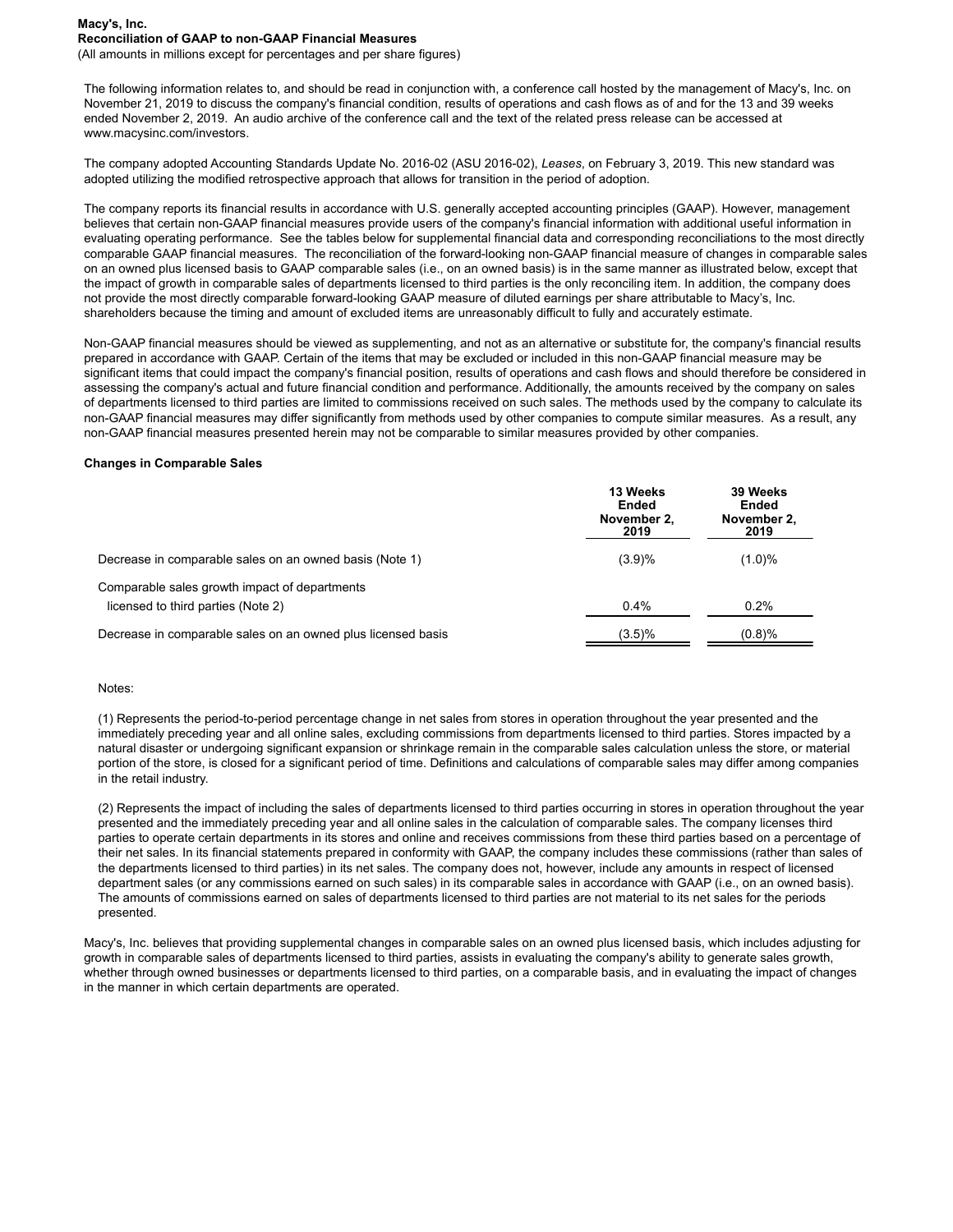**Macy's, Inc.**
**Reconciliation of GAAP to non-GAAP Financial Measures**
(All amounts in millions except for percentages and per share figures)

The following information relates to, and should be read in conjunction with, a conference call hosted by the management of Macy's, Inc. on November 21, 2019 to discuss the company's financial condition, results of operations and cash flows as of and for the 13 and 39 weeks ended November 2, 2019. An audio archive of the conference call and the text of the related press release can be accessed at www.macysinc.com/investors.

The company adopted Accounting Standards Update No. 2016-02 (ASU 2016-02), *Leases*, on February 3, 2019. This new standard was adopted utilizing the modified retrospective approach that allows for transition in the period of adoption.

The company reports its financial results in accordance with U.S. generally accepted accounting principles (GAAP). However, management believes that certain non-GAAP financial measures provide users of the company's financial information with additional useful information in evaluating operating performance. See the tables below for supplemental financial data and corresponding reconciliations to the most directly comparable GAAP financial measures. The reconciliation of the forward-looking non-GAAP financial measure of changes in comparable sales on an owned plus licensed basis to GAAP comparable sales (i.e., on an owned basis) is in the same manner as illustrated below, except that the impact of growth in comparable sales of departments licensed to third parties is the only reconciling item. In addition, the company does not provide the most directly comparable forward-looking GAAP measure of diluted earnings per share attributable to Macy's, Inc. shareholders because the timing and amount of excluded items are unreasonably difficult to fully and accurately estimate.

Non-GAAP financial measures should be viewed as supplementing, and not as an alternative or substitute for, the company's financial results prepared in accordance with GAAP. Certain of the items that may be excluded or included in this non-GAAP financial measure may be significant items that could impact the company's financial position, results of operations and cash flows and should therefore be considered in assessing the company's actual and future financial condition and performance. Additionally, the amounts received by the company on sales of departments licensed to third parties are limited to commissions received on such sales. The methods used by the company to calculate its non-GAAP financial measures may differ significantly from methods used by other companies to compute similar measures. As a result, any non-GAAP financial measures presented herein may not be comparable to similar measures provided by other companies.

**Changes in Comparable Sales**

| | 13 Weeks Ended November 2, 2019 | 39 Weeks Ended November 2, 2019 |
|---|---|---|
| Decrease in comparable sales on an owned basis (Note 1) | (3.9)% | (1.0)% |
| Comparable sales growth impact of departments licensed to third parties (Note 2) | 0.4% | 0.2% |
| Decrease in comparable sales on an owned plus licensed basis | (3.5)% | (0.8)% |

Notes:

(1) Represents the period-to-period percentage change in net sales from stores in operation throughout the year presented and the immediately preceding year and all online sales, excluding commissions from departments licensed to third parties. Stores impacted by a natural disaster or undergoing significant expansion or shrinkage remain in the comparable sales calculation unless the store, or material portion of the store, is closed for a significant period of time. Definitions and calculations of comparable sales may differ among companies in the retail industry.

(2) Represents the impact of including the sales of departments licensed to third parties occurring in stores in operation throughout the year presented and the immediately preceding year and all online sales in the calculation of comparable sales. The company licenses third parties to operate certain departments in its stores and online and receives commissions from these third parties based on a percentage of their net sales. In its financial statements prepared in conformity with GAAP, the company includes these commissions (rather than sales of the departments licensed to third parties) in its net sales. The company does not, however, include any amounts in respect of licensed department sales (or any commissions earned on such sales) in its comparable sales in accordance with GAAP (i.e., on an owned basis). The amounts of commissions earned on sales of departments licensed to third parties are not material to its net sales for the periods presented.

Macy's, Inc. believes that providing supplemental changes in comparable sales on an owned plus licensed basis, which includes adjusting for growth in comparable sales of departments licensed to third parties, assists in evaluating the company's ability to generate sales growth, whether through owned businesses or departments licensed to third parties, on a comparable basis, and in evaluating the impact of changes in the manner in which certain departments are operated.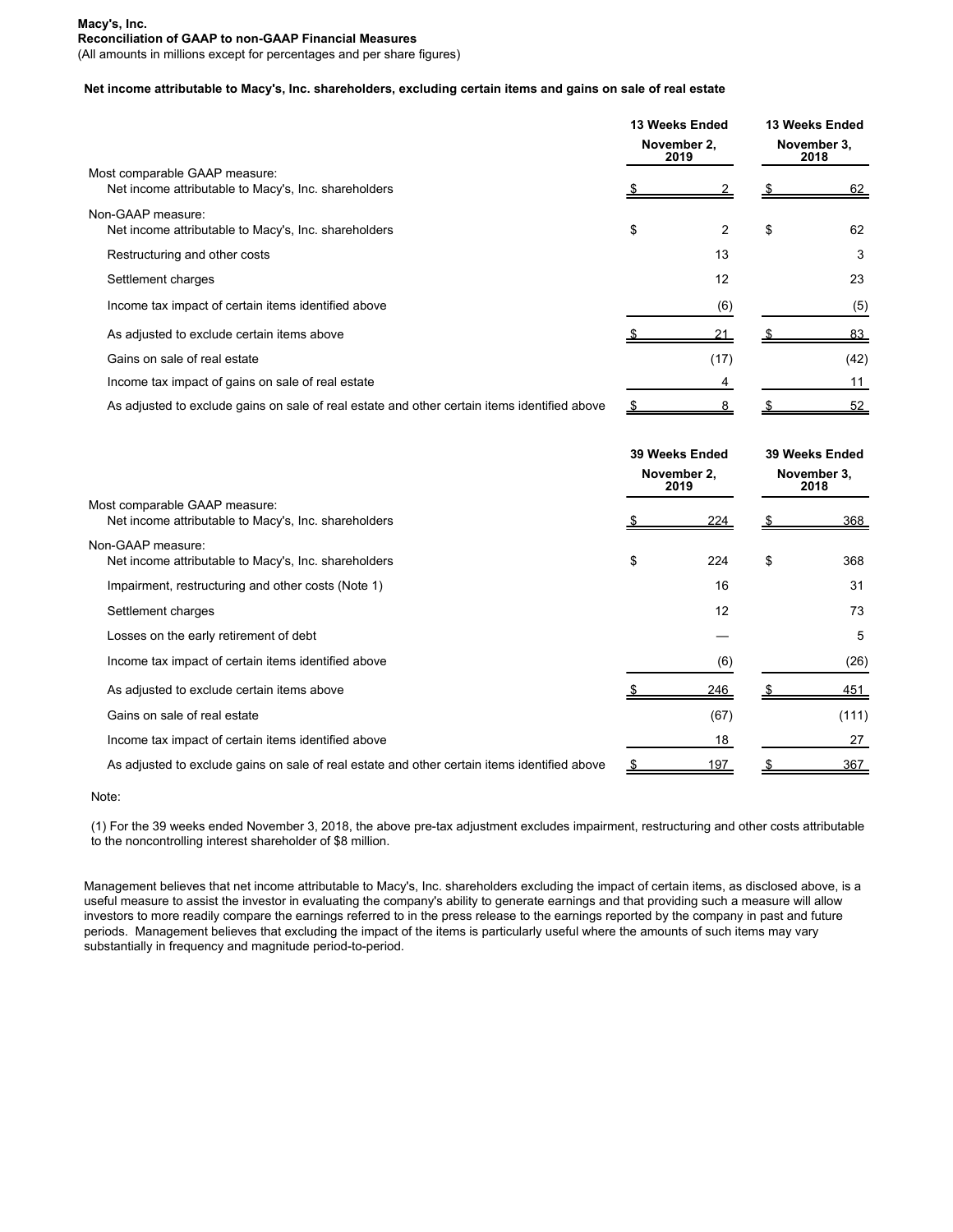**Macy's, Inc.**
**Reconciliation of GAAP to non-GAAP Financial Measures**
(All amounts in millions except for percentages and per share figures)

**Net income attributable to Macy's, Inc. shareholders, excluding certain items and gains on sale of real estate**

| | 13 Weeks Ended November 2, 2019 | 13 Weeks Ended November 3, 2018 |
|---|---|---|
| Most comparable GAAP measure: | | |
| Net income attributable to Macy's, Inc. shareholders | $ 2 | $ 62 |
| Non-GAAP measure: | | |
| Net income attributable to Macy's, Inc. shareholders | $ 2 | $ 62 |
| Restructuring and other costs | 13 | 3 |
| Settlement charges | 12 | 23 |
| Income tax impact of certain items identified above | (6) | (5) |
| As adjusted to exclude certain items above | $ 21 | $ 83 |
| Gains on sale of real estate | (17) | (42) |
| Income tax impact of gains on sale of real estate | 4 | 11 |
| As adjusted to exclude gains on sale of real estate and other certain items identified above | $ 8 | $ 52 |

| | 39 Weeks Ended November 2, 2019 | 39 Weeks Ended November 3, 2018 |
|---|---|---|
| Most comparable GAAP measure: | | |
| Net income attributable to Macy's, Inc. shareholders | $ 224 | $ 368 |
| Non-GAAP measure: | | |
| Net income attributable to Macy's, Inc. shareholders | $ 224 | $ 368 |
| Impairment, restructuring and other costs (Note 1) | 16 | 31 |
| Settlement charges | 12 | 73 |
| Losses on the early retirement of debt | — | 5 |
| Income tax impact of certain items identified above | (6) | (26) |
| As adjusted to exclude certain items above | $ 246 | $ 451 |
| Gains on sale of real estate | (67) | (111) |
| Income tax impact of certain items identified above | 18 | 27 |
| As adjusted to exclude gains on sale of real estate and other certain items identified above | $ 197 | $ 367 |

Note:

(1) For the 39 weeks ended November 3, 2018, the above pre-tax adjustment excludes impairment, restructuring and other costs attributable to the noncontrolling interest shareholder of $8 million.

Management believes that net income attributable to Macy's, Inc. shareholders excluding the impact of certain items, as disclosed above, is a useful measure to assist the investor in evaluating the company's ability to generate earnings and that providing such a measure will allow investors to more readily compare the earnings referred to in the press release to the earnings reported by the company in past and future periods. Management believes that excluding the impact of the items is particularly useful where the amounts of such items may vary substantially in frequency and magnitude period-to-period.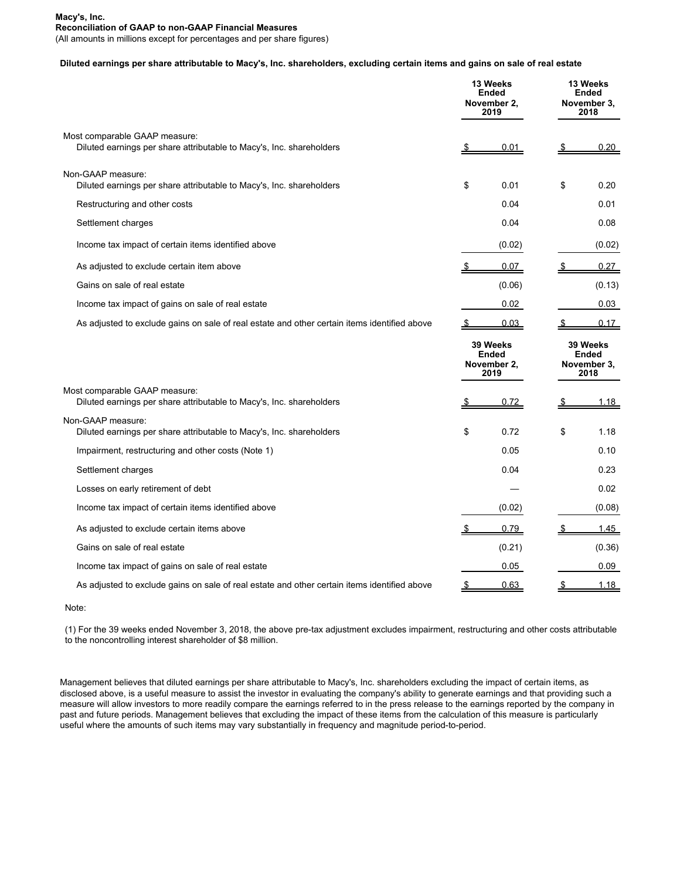**Macy's, Inc.**
**Reconciliation of GAAP to non-GAAP Financial Measures**
(All amounts in millions except for percentages and per share figures)

**Diluted earnings per share attributable to Macy's, Inc. shareholders, excluding certain items and gains on sale of real estate**

| | 13 Weeks Ended November 2, 2019 | 13 Weeks Ended November 3, 2018 |
|---|---|---|
| Most comparable GAAP measure: | | |
| Diluted earnings per share attributable to Macy's, Inc. shareholders | $ 0.01 | $ 0.20 |
| Non-GAAP measure: | | |
| Diluted earnings per share attributable to Macy's, Inc. shareholders | $ 0.01 | $ 0.20 |
| Restructuring and other costs | 0.04 | 0.01 |
| Settlement charges | 0.04 | 0.08 |
| Income tax impact of certain items identified above | (0.02) | (0.02) |
| As adjusted to exclude certain item above | $ 0.07 | $ 0.27 |
| Gains on sale of real estate | (0.06) | (0.13) |
| Income tax impact of gains on sale of real estate | 0.02 | 0.03 |
| As adjusted to exclude gains on sale of real estate and other certain items identified above | $ 0.03 | $ 0.17 |
| | **39 Weeks Ended November 2, 2019** | **39 Weeks Ended November 3, 2018** |
| Most comparable GAAP measure: | | |
| Diluted earnings per share attributable to Macy's, Inc. shareholders | $ 0.72 | $ 1.18 |
| Non-GAAP measure: | | |
| Diluted earnings per share attributable to Macy's, Inc. shareholders | $ 0.72 | $ 1.18 |
| Impairment, restructuring and other costs (Note 1) | 0.05 | 0.10 |
| Settlement charges | 0.04 | 0.23 |
| Losses on early retirement of debt | — | 0.02 |
| Income tax impact of certain items identified above | (0.02) | (0.08) |
| As adjusted to exclude certain items above | $ 0.79 | $ 1.45 |
| Gains on sale of real estate | (0.21) | (0.36) |
| Income tax impact of gains on sale of real estate | 0.05 | 0.09 |
| As adjusted to exclude gains on sale of real estate and other certain items identified above | $ 0.63 | $ 1.18 |

Note:

(1) For the 39 weeks ended November 3, 2018, the above pre-tax adjustment excludes impairment, restructuring and other costs attributable to the noncontrolling interest shareholder of $8 million.

Management believes that diluted earnings per share attributable to Macy's, Inc. shareholders excluding the impact of certain items, as disclosed above, is a useful measure to assist the investor in evaluating the company's ability to generate earnings and that providing such a measure will allow investors to more readily compare the earnings referred to in the press release to the earnings reported by the company in past and future periods. Management believes that excluding the impact of these items from the calculation of this measure is particularly useful where the amounts of such items may vary substantially in frequency and magnitude period-to-period.